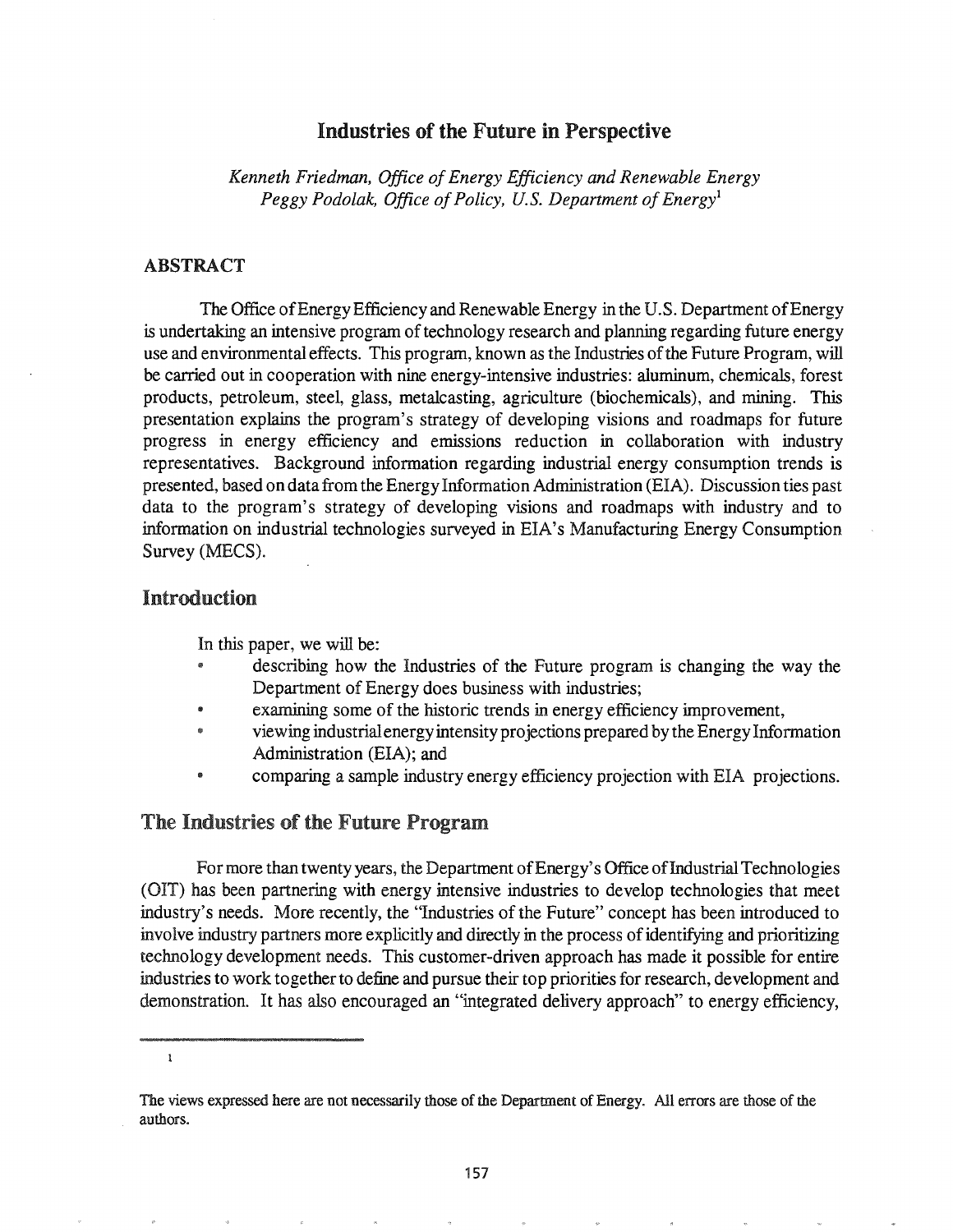# Industries of the Future in Perspective

*Kenneth Friedman, Office of Energy Efficiency and Renewable Energy*
*Peggy Podolak, Office of Policy, U.S. Department of Energy*[1]

## ABSTRACT

The Office of Energy Efficiency and Renewable Energy in the U.S. Department of Energy is undertaking an intensive program of technology research and planning regarding future energy use and environmental effects. This program, known as the Industries of the Future Program, will be carried out in cooperation with nine energy-intensive industries: aluminum, chemicals, forest products, petroleum, steel, glass, metalcasting, agriculture (biochemicals), and mining. This presentation explains the program's strategy of developing visions and roadmaps for future progress in energy efficiency and emissions reduction in collaboration with industry representatives. Background information regarding industrial energy consumption trends is presented, based on data from the Energy Information Administration (EIA). Discussion ties past data to the program's strategy of developing visions and roadmaps with industry and to information on industrial technologies surveyed in EIA's Manufacturing Energy Consumption Survey (MECS).

## Introduction

In this paper, we will be:

- describing how the Industries of the Future program is changing the way the Department of Energy does business with industries;
- examining some of the historic trends in energy efficiency improvement,
- viewing industrial energy intensity projections prepared by the Energy Information Administration (EIA); and
- comparing a sample industry energy efficiency projection with EIA projections.

## The Industries of the Future Program

For more than twenty years, the Department of Energy's Office of Industrial Technologies (OIT) has been partnering with energy intensive industries to develop technologies that meet industry's needs. More recently, the "Industries of the Future" concept has been introduced to involve industry partners more explicitly and directly in the process of identifying and prioritizing technology development needs. This customer-driven approach has made it possible for entire industries to work together to define and pursue their top priorities for research, development and demonstration. It has also encouraged an "integrated delivery approach" to energy efficiency,

---

[1] The views expressed here are not necessarily those of the Department of Energy. All errors are those of the authors.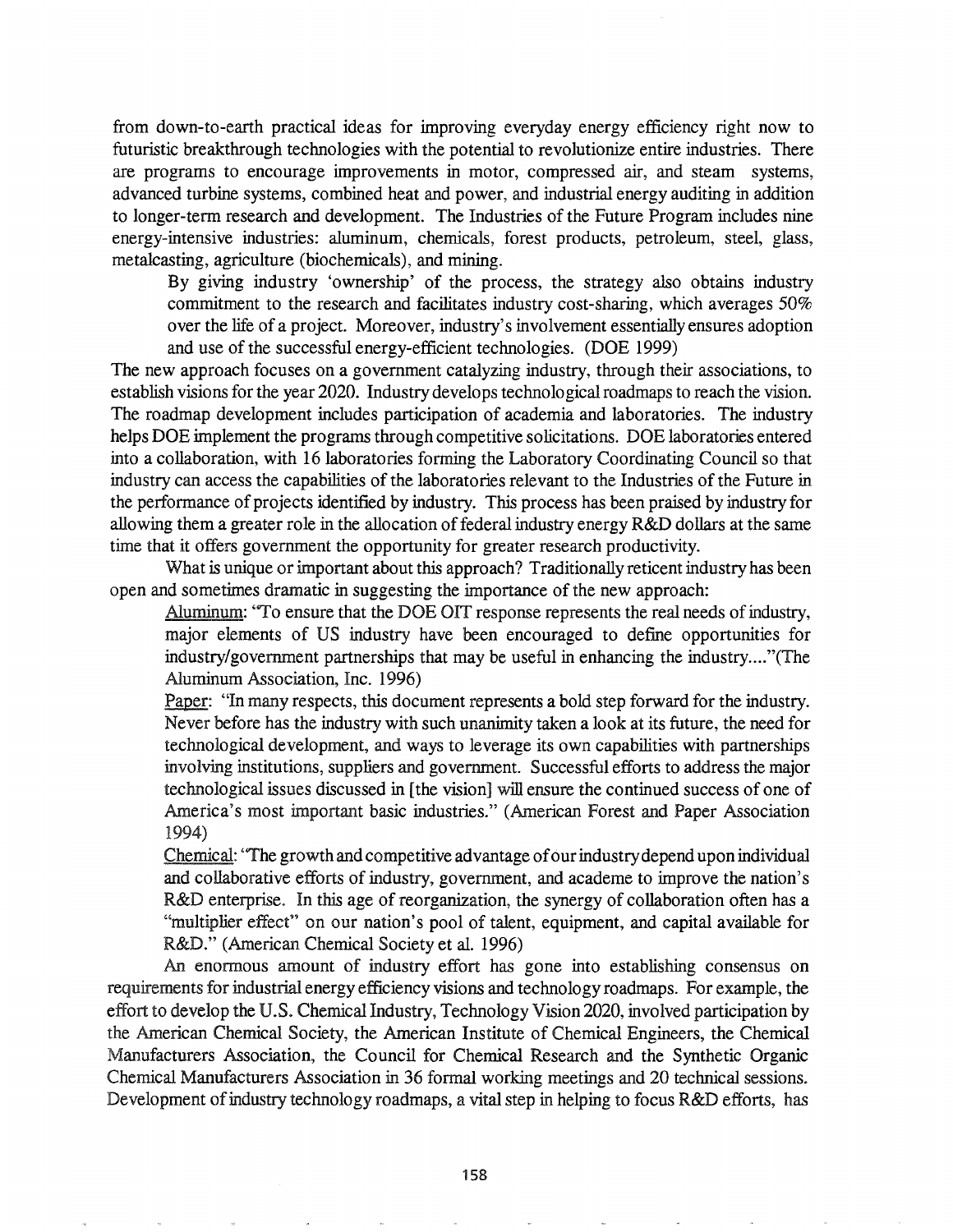from down-to-earth practical ideas for improving everyday energy efficiency right now to futuristic breakthrough technologies with the potential to revolutionize entire industries. There are programs to encourage improvements in motor, compressed air, and steam systems, advanced turbine systems, combined heat and power, and industrial energy auditing in addition to longer-term research and development. The Industries of the Future Program includes nine energy-intensive industries: aluminum, chemicals, forest products, petroleum, steel, glass, metalcasting, agriculture (biochemicals), and mining.

> By giving industry 'ownership' of the process, the strategy also obtains industry commitment to the research and facilitates industry cost-sharing, which averages 50% over the life of a project. Moreover, industry's involvement essentially ensures adoption and use of the successful energy-efficient technologies. (DOE 1999)

The new approach focuses on a government catalyzing industry, through their associations, to establish visions for the year 2020. Industry develops technological roadmaps to reach the vision. The roadmap development includes participation of academia and laboratories. The industry helps DOE implement the programs through competitive solicitations. DOE laboratories entered into a collaboration, with 16 laboratories forming the Laboratory Coordinating Council so that industry can access the capabilities of the laboratories relevant to the Industries of the Future in the performance of projects identified by industry. This process has been praised by industry for allowing them a greater role in the allocation of federal industry energy R&D dollars at the same time that it offers government the opportunity for greater research productivity.

What is unique or important about this approach? Traditionally reticent industry has been open and sometimes dramatic in suggesting the importance of the new approach:

> Aluminum: "To ensure that the DOE OIT response represents the real needs of industry, major elements of US industry have been encouraged to define opportunities for industry/government partnerships that may be useful in enhancing the industry...."(The Aluminum Association, Inc. 1996)
>
> Paper: "In many respects, this document represents a bold step forward for the industry. Never before has the industry with such unanimity taken a look at its future, the need for technological development, and ways to leverage its own capabilities with partnerships involving institutions, suppliers and government. Successful efforts to address the major technological issues discussed in [the vision] will ensure the continued success of one of America's most important basic industries." (American Forest and Paper Association 1994)
>
> Chemical: "The growth and competitive advantage of our industry depend upon individual and collaborative efforts of industry, government, and academe to improve the nation's R&D enterprise. In this age of reorganization, the synergy of collaboration often has a "multiplier effect" on our nation's pool of talent, equipment, and capital available for R&D." (American Chemical Society et al. 1996)

An enormous amount of industry effort has gone into establishing consensus on requirements for industrial energy efficiency visions and technology roadmaps. For example, the effort to develop the U.S. Chemical Industry, Technology Vision 2020, involved participation by the American Chemical Society, the American Institute of Chemical Engineers, the Chemical Manufacturers Association, the Council for Chemical Research and the Synthetic Organic Chemical Manufacturers Association in 36 formal working meetings and 20 technical sessions. Development of industry technology roadmaps, a vital step in helping to focus R&D efforts, has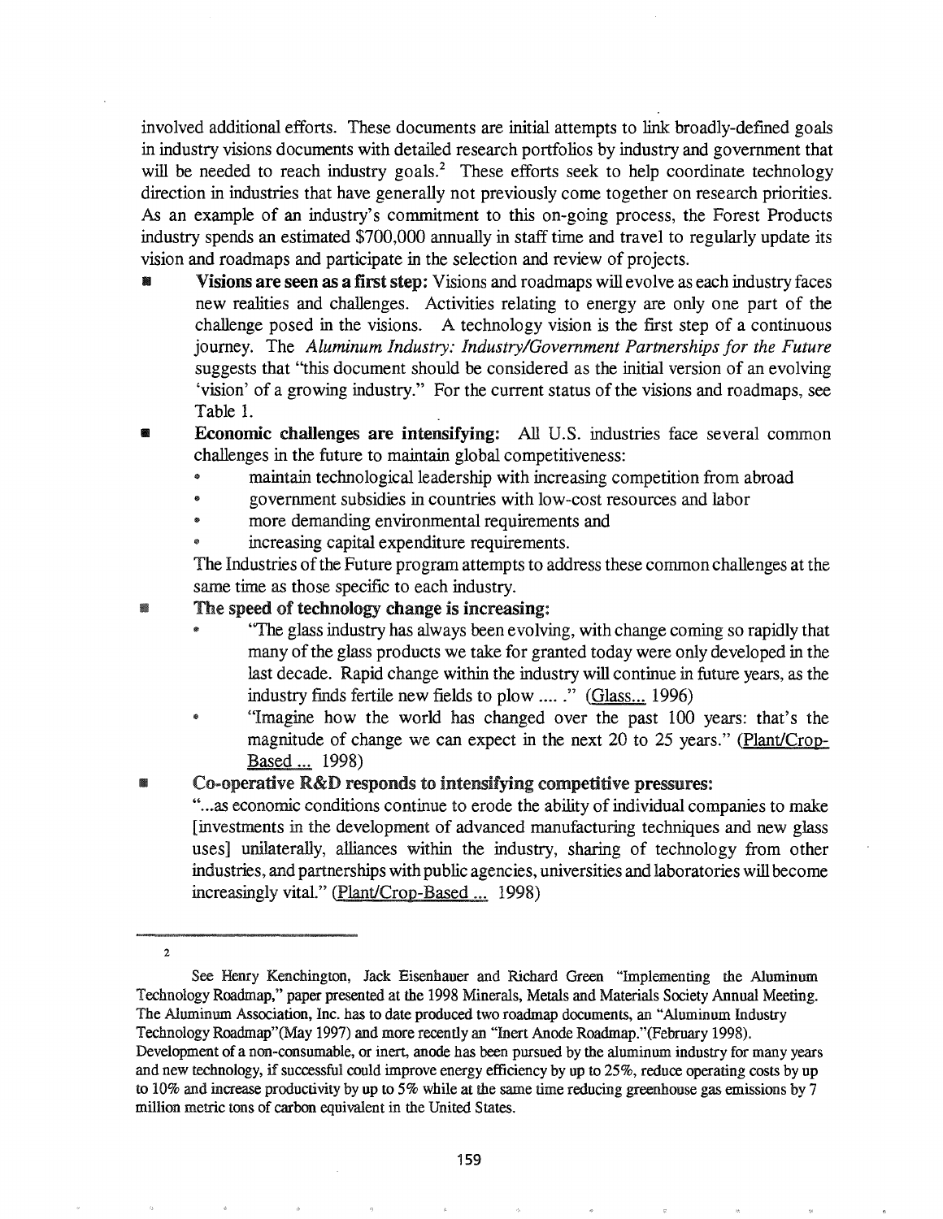involved additional efforts. These documents are initial attempts to link broadly-defined goals in industry visions documents with detailed research portfolios by industry and government that will be needed to reach industry goals.[2] These efforts seek to help coordinate technology direction in industries that have generally not previously come together on research priorities. As an example of an industry's commitment to this on-going process, the Forest Products industry spends an estimated $700,000 annually in staff time and travel to regularly update its vision and roadmaps and participate in the selection and review of projects.

- **Visions are seen as a first step:** Visions and roadmaps will evolve as each industry faces new realities and challenges. Activities relating to energy are only one part of the challenge posed in the visions. A technology vision is the first step of a continuous journey. The *Aluminum Industry: Industry/Government Partnerships for the Future* suggests that "this document should be considered as the initial version of an evolving 'vision' of a growing industry." For the current status of the visions and roadmaps, see Table 1.
- **Economic challenges are intensifying:** All U.S. industries face several common challenges in the future to maintain global competitiveness:
  - maintain technological leadership with increasing competition from abroad
  - government subsidies in countries with low-cost resources and labor
  - more demanding environmental requirements and
  - increasing capital expenditure requirements.

  The Industries of the Future program attempts to address these common challenges at the same time as those specific to each industry.
- **The speed of technology change is increasing:**
  - "The glass industry has always been evolving, with change coming so rapidly that many of the glass products we take for granted today were only developed in the last decade. Rapid change within the industry will continue in future years, as the industry finds fertile new fields to plow .... ." (Glass... 1996)
  - "Imagine how the world has changed over the past 100 years: that's the magnitude of change we can expect in the next 20 to 25 years." (Plant/Crop-Based ... 1998)
- **Co-operative R&D responds to intensifying competitive pressures:**

  "...as economic conditions continue to erode the ability of individual companies to make [investments in the development of advanced manufacturing techniques and new glass uses] unilaterally, alliances within the industry, sharing of technology from other industries, and partnerships with public agencies, universities and laboratories will become increasingly vital." (Plant/Crop-Based ... 1998)

---

[2] See Henry Kenchington, Jack Eisenhauer and Richard Green "Implementing the Aluminum Technology Roadmap," paper presented at the 1998 Minerals, Metals and Materials Society Annual Meeting. The Aluminum Association, Inc. has to date produced two roadmap documents, an "Aluminum Industry Technology Roadmap"(May 1997) and more recently an "Inert Anode Roadmap."(February 1998). Development of a non-consumable, or inert, anode has been pursued by the aluminum industry for many years and new technology, if successful could improve energy efficiency by up to 25%, reduce operating costs by up to 10% and increase productivity by up to 5% while at the same time reducing greenhouse gas emissions by 7 million metric tons of carbon equivalent in the United States.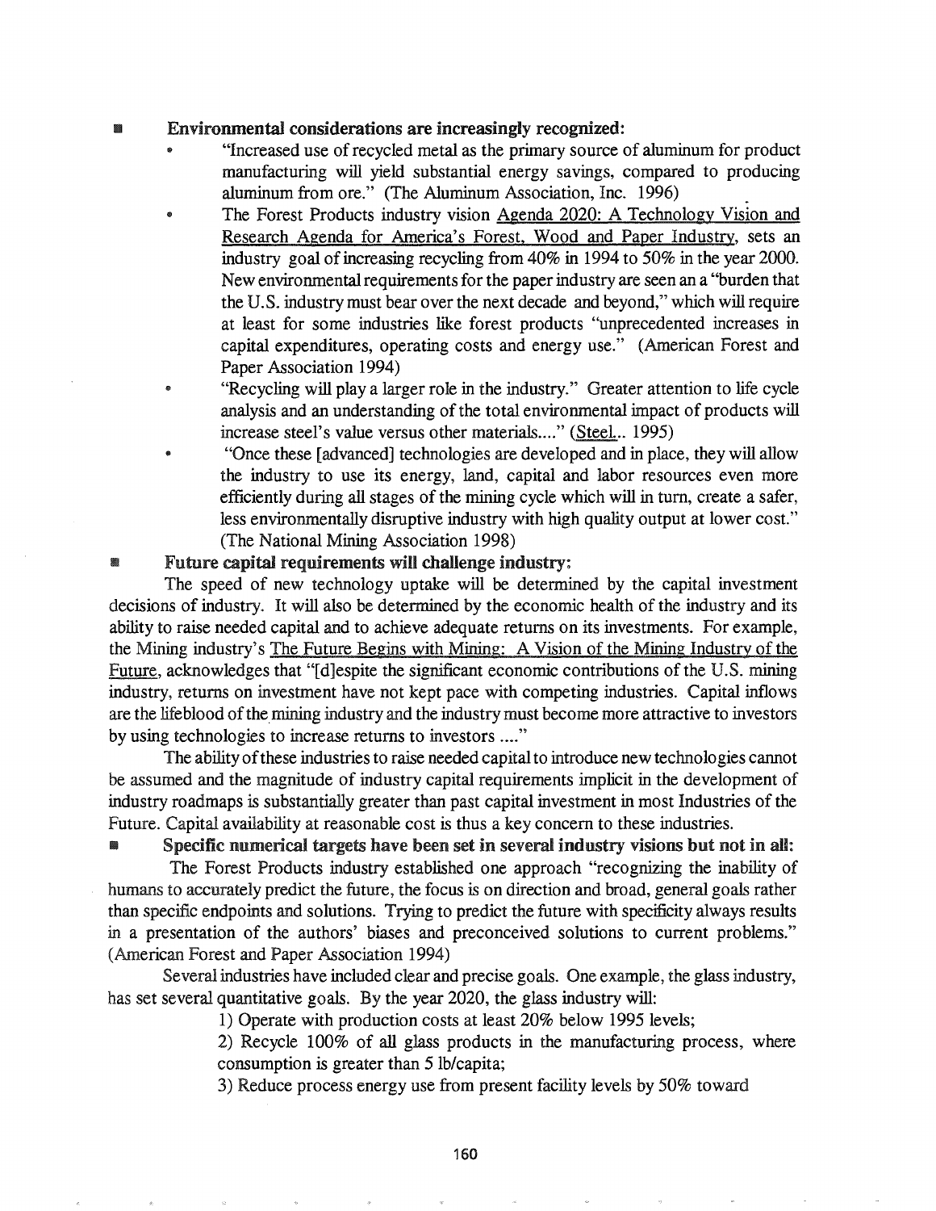- **Environmental considerations are increasingly recognized:**
  - "Increased use of recycled metal as the primary source of aluminum for product manufacturing will yield substantial energy savings, compared to producing aluminum from ore." (The Aluminum Association, Inc. 1996)
  - The Forest Products industry vision Agenda 2020: A Technology Vision and Research Agenda for America's Forest, Wood and Paper Industry, sets an industry goal of increasing recycling from 40% in 1994 to 50% in the year 2000. New environmental requirements for the paper industry are seen an a "burden that the U.S. industry must bear over the next decade and beyond," which will require at least for some industries like forest products "unprecedented increases in capital expenditures, operating costs and energy use." (American Forest and Paper Association 1994)
  - "Recycling will play a larger role in the industry." Greater attention to life cycle analysis and an understanding of the total environmental impact of products will increase steel's value versus other materials...." (Steel... 1995)
  - "Once these [advanced] technologies are developed and in place, they will allow the industry to use its energy, land, capital and labor resources even more efficiently during all stages of the mining cycle which will in turn, create a safer, less environmentally disruptive industry with high quality output at lower cost." (The National Mining Association 1998)

- **Future capital requirements will challenge industry:**

The speed of new technology uptake will be determined by the capital investment decisions of industry. It will also be determined by the economic health of the industry and its ability to raise needed capital and to achieve adequate returns on its investments. For example, the Mining industry's The Future Begins with Mining: A Vision of the Mining Industry of the Future, acknowledges that "[d]espite the significant economic contributions of the U.S. mining industry, returns on investment have not kept pace with competing industries. Capital inflows are the lifeblood of the mining industry and the industry must become more attractive to investors by using technologies to increase returns to investors ...."

The ability of these industries to raise needed capital to introduce new technologies cannot be assumed and the magnitude of industry capital requirements implicit in the development of industry roadmaps is substantially greater than past capital investment in most Industries of the Future. Capital availability at reasonable cost is thus a key concern to these industries.

- **Specific numerical targets have been set in several industry visions but not in all:**

The Forest Products industry established one approach "recognizing the inability of humans to accurately predict the future, the focus is on direction and broad, general goals rather than specific endpoints and solutions. Trying to predict the future with specificity always results in a presentation of the authors' biases and preconceived solutions to current problems." (American Forest and Paper Association 1994)

Several industries have included clear and precise goals. One example, the glass industry, has set several quantitative goals. By the year 2020, the glass industry will:

1) Operate with production costs at least 20% below 1995 levels;

2) Recycle 100% of all glass products in the manufacturing process, where consumption is greater than 5 lb/capita;

3) Reduce process energy use from present facility levels by 50% toward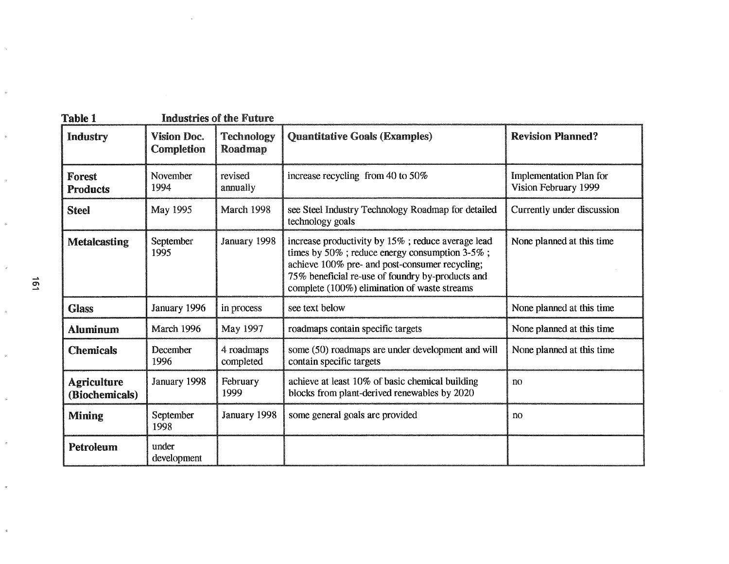**Table 1** **Industries of the Future**

| Industry | Vision Doc. Completion | Technology Roadmap | Quantitative Goals (Examples) | Revision Planned? |
|---|---|---|---|---|
| **Forest Products** | November 1994 | revised annually | increase recycling from 40 to 50% | Implementation Plan for Vision February 1999 |
| **Steel** | May 1995 | March 1998 | see Steel Industry Technology Roadmap for detailed technology goals | Currently under discussion |
| **Metalcasting** | September 1995 | January 1998 | increase productivity by 15% ; reduce average lead times by 50% ; reduce energy consumption 3-5% ; achieve 100% pre- and post-consumer recycling; 75% beneficial re-use of foundry by-products and complete (100%) elimination of waste streams | None planned at this time |
| **Glass** | January 1996 | in process | see text below | None planned at this time |
| **Aluminum** | March 1996 | May 1997 | roadmaps contain specific targets | None planned at this time |
| **Chemicals** | December 1996 | 4 roadmaps completed | some (50) roadmaps are under development and will contain specific targets | None planned at this time |
| **Agriculture (Biochemicals)** | January 1998 | February 1999 | achieve at least 10% of basic chemical building blocks from plant-derived renewables by 2020 | no |
| **Mining** | September 1998 | January 1998 | some general goals are provided | no |
| **Petroleum** | under development | | | |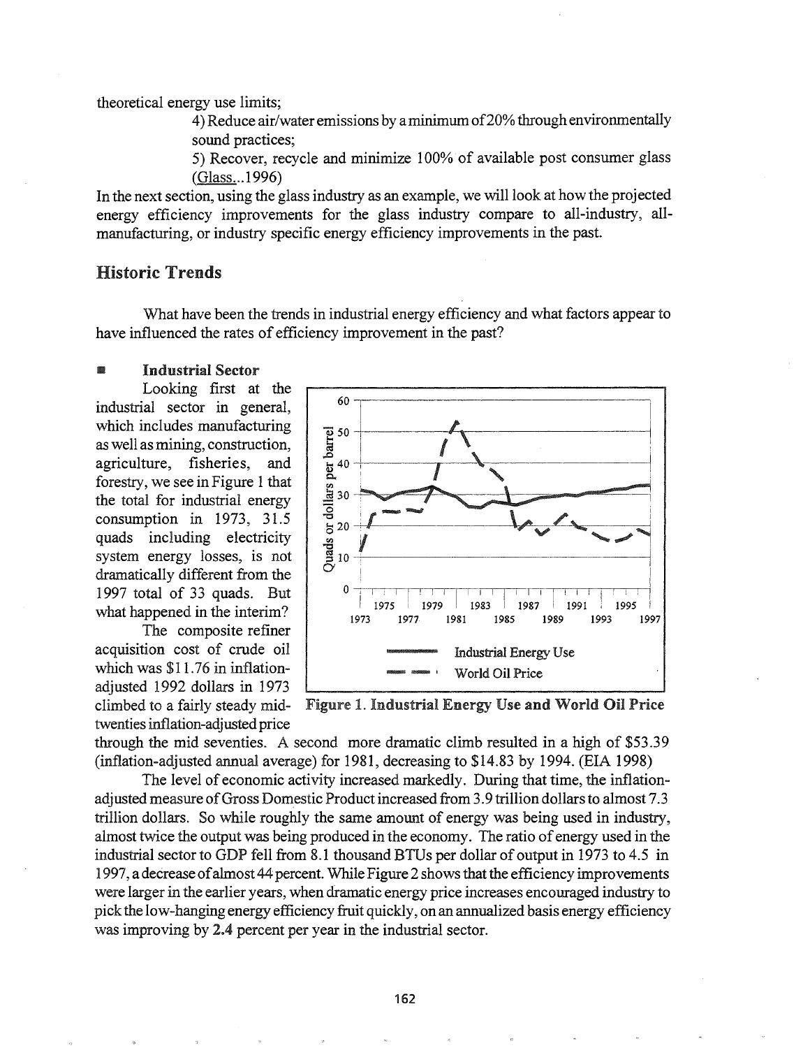theoretical energy use limits;

4) Reduce air/water emissions by a minimum of 20% through environmentally sound practices;

5) Recover, recycle and minimize 100% of available post consumer glass (Glass...1996)

In the next section, using the glass industry as an example, we will look at how the projected energy efficiency improvements for the glass industry compare to all-industry, all-manufacturing, or industry specific energy efficiency improvements in the past.

## Historic Trends

What have been the trends in industrial energy efficiency and what factors appear to have influenced the rates of efficiency improvement in the past?

- **Industrial Sector**

Looking first at the industrial sector in general, which includes manufacturing as well as mining, construction, agriculture, fisheries, and forestry, we see in Figure 1 that the total for industrial energy consumption in 1973, 31.5 quads including electricity system energy losses, is not dramatically different from the 1997 total of 33 quads. But what happened in the interim?

The composite refiner acquisition cost of crude oil which was $11.76 in inflation-adjusted 1992 dollars in 1973 climbed to a fairly steady mid-twenties inflation-adjusted price through the mid seventies. A second more dramatic climb resulted in a high of $53.39 (inflation-adjusted annual average) for 1981, decreasing to $14.83 by 1994. (EIA 1998)

**Figure 1. Industrial Energy Use and World Oil Price**

The level of economic activity increased markedly. During that time, the inflation-adjusted measure of Gross Domestic Product increased from 3.9 trillion dollars to almost 7.3 trillion dollars. So while roughly the same amount of energy was being used in industry, almost twice the output was being produced in the economy. The ratio of energy used in the industrial sector to GDP fell from 8.1 thousand BTUs per dollar of output in 1973 to 4.5 in 1997, a decrease of almost 44 percent. While Figure 2 shows that the efficiency improvements were larger in the earlier years, when dramatic energy price increases encouraged industry to pick the low-hanging energy efficiency fruit quickly, on an annualized basis energy efficiency was improving by **2.4** percent per year in the industrial sector.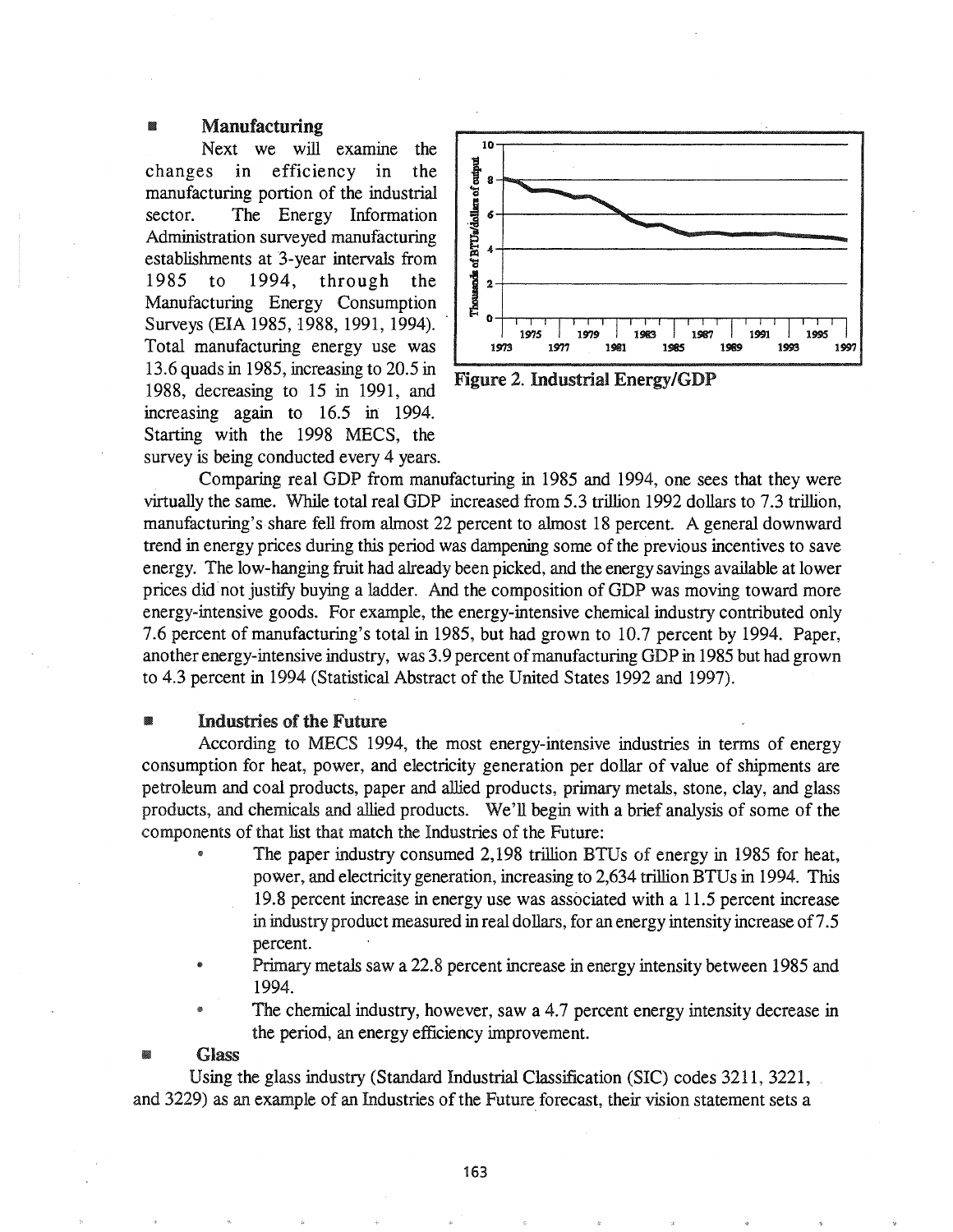## Manufacturing

Next we will examine the changes in efficiency in the manufacturing portion of the industrial sector. The Energy Information Administration surveyed manufacturing establishments at 3-year intervals from 1985 to 1994, through the Manufacturing Energy Consumption Surveys (EIA 1985, 1988, 1991, 1994). Total manufacturing energy use was 13.6 quads in 1985, increasing to 20.5 in 1988, decreasing to 15 in 1991, and increasing again to 16.5 in 1994. Starting with the 1998 MECS, the survey is being conducted every 4 years.

**Figure 2. Industrial Energy/GDP**

Comparing real GDP from manufacturing in 1985 and 1994, one sees that they were virtually the same. While total real GDP increased from 5.3 trillion 1992 dollars to 7.3 trillion, manufacturing's share fell from almost 22 percent to almost 18 percent. A general downward trend in energy prices during this period was dampening some of the previous incentives to save energy. The low-hanging fruit had already been picked, and the energy savings available at lower prices did not justify buying a ladder. And the composition of GDP was moving toward more energy-intensive goods. For example, the energy-intensive chemical industry contributed only 7.6 percent of manufacturing's total in 1985, but had grown to 10.7 percent by 1994. Paper, another energy-intensive industry, was 3.9 percent of manufacturing GDP in 1985 but had grown to 4.3 percent in 1994 (Statistical Abstract of the United States 1992 and 1997).

## Industries of the Future

According to MECS 1994, the most energy-intensive industries in terms of energy consumption for heat, power, and electricity generation per dollar of value of shipments are petroleum and coal products, paper and allied products, primary metals, stone, clay, and glass products, and chemicals and allied products. We'll begin with a brief analysis of some of the components of that list that match the Industries of the Future:

- The paper industry consumed 2,198 trillion BTUs of energy in 1985 for heat, power, and electricity generation, increasing to 2,634 trillion BTUs in 1994. This 19.8 percent increase in energy use was associated with a 11.5 percent increase in industry product measured in real dollars, for an energy intensity increase of 7.5 percent.
- Primary metals saw a 22.8 percent increase in energy intensity between 1985 and 1994.
- The chemical industry, however, saw a 4.7 percent energy intensity decrease in the period, an energy efficiency improvement.

## Glass

Using the glass industry (Standard Industrial Classification (SIC) codes 3211, 3221, and 3229) as an example of an Industries of the Future forecast, their vision statement sets a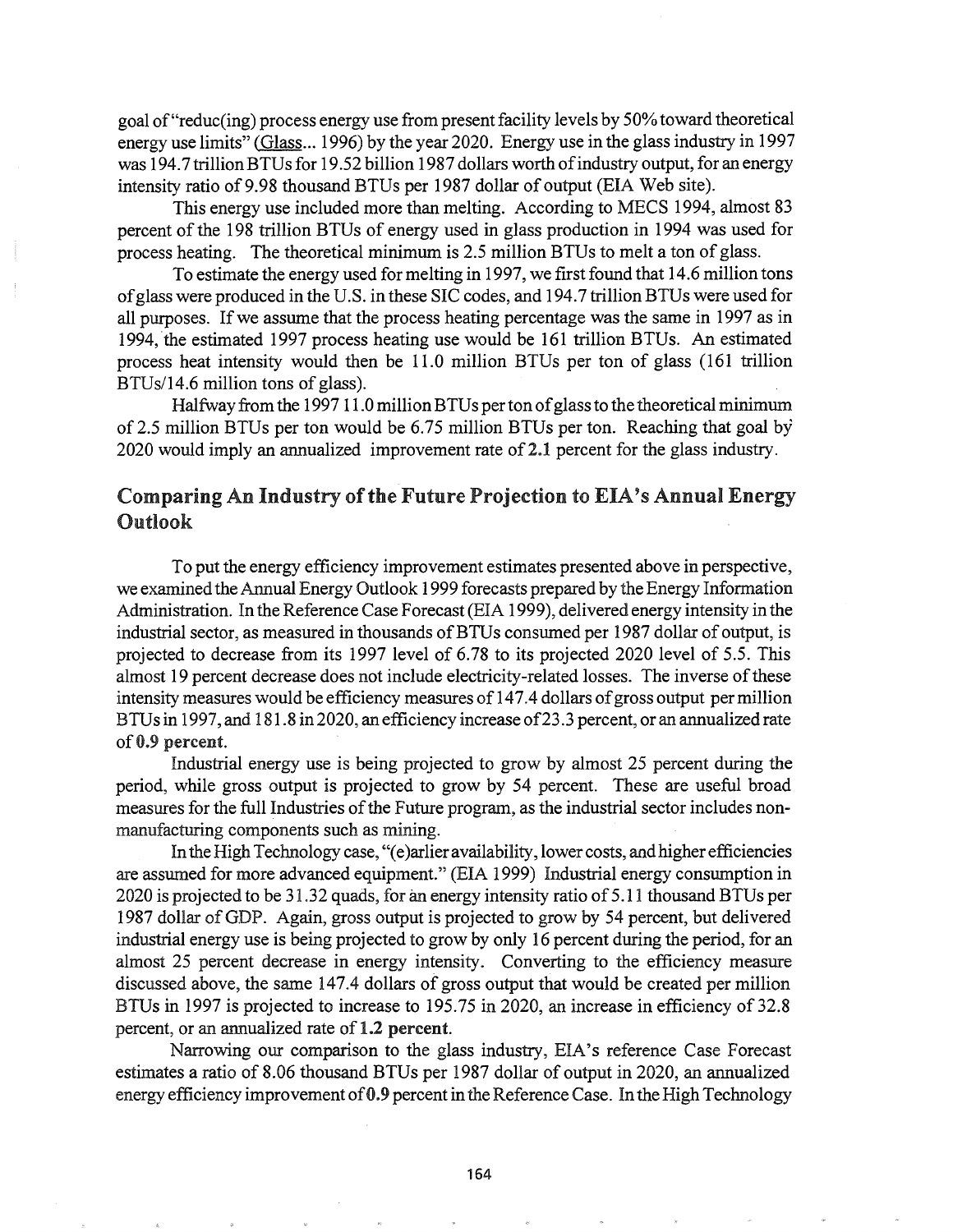goal of "reduc(ing) process energy use from present facility levels by 50% toward theoretical energy use limits" (Glass... 1996) by the year 2020. Energy use in the glass industry in 1997 was 194.7 trillion BTUs for 19.52 billion 1987 dollars worth of industry output, for an energy intensity ratio of 9.98 thousand BTUs per 1987 dollar of output (EIA Web site).

This energy use included more than melting. According to MECS 1994, almost 83 percent of the 198 trillion BTUs of energy used in glass production in 1994 was used for process heating. The theoretical minimum is 2.5 million BTUs to melt a ton of glass.

To estimate the energy used for melting in 1997, we first found that 14.6 million tons of glass were produced in the U.S. in these SIC codes, and 194.7 trillion BTUs were used for all purposes. If we assume that the process heating percentage was the same in 1997 as in 1994, the estimated 1997 process heating use would be 161 trillion BTUs. An estimated process heat intensity would then be 11.0 million BTUs per ton of glass (161 trillion BTUs/14.6 million tons of glass).

Halfway from the 1997 11.0 million BTUs per ton of glass to the theoretical minimum of 2.5 million BTUs per ton would be 6.75 million BTUs per ton. Reaching that goal by 2020 would imply an annualized improvement rate of **2.1** percent for the glass industry.

## Comparing An Industry of the Future Projection to EIA's Annual Energy Outlook

To put the energy efficiency improvement estimates presented above in perspective, we examined the Annual Energy Outlook 1999 forecasts prepared by the Energy Information Administration. In the Reference Case Forecast (EIA 1999), delivered energy intensity in the industrial sector, as measured in thousands of BTUs consumed per 1987 dollar of output, is projected to decrease from its 1997 level of 6.78 to its projected 2020 level of 5.5. This almost 19 percent decrease does not include electricity-related losses. The inverse of these intensity measures would be efficiency measures of 147.4 dollars of gross output per million BTUs in 1997, and 181.8 in 2020, an efficiency increase of 23.3 percent, or an annualized rate of **0.9 percent**.

Industrial energy use is being projected to grow by almost 25 percent during the period, while gross output is projected to grow by 54 percent. These are useful broad measures for the full Industries of the Future program, as the industrial sector includes non-manufacturing components such as mining.

In the High Technology case, "(e)arlier availability, lower costs, and higher efficiencies are assumed for more advanced equipment." (EIA 1999) Industrial energy consumption in 2020 is projected to be 31.32 quads, for an energy intensity ratio of 5.11 thousand BTUs per 1987 dollar of GDP. Again, gross output is projected to grow by 54 percent, but delivered industrial energy use is being projected to grow by only 16 percent during the period, for an almost 25 percent decrease in energy intensity. Converting to the efficiency measure discussed above, the same 147.4 dollars of gross output that would be created per million BTUs in 1997 is projected to increase to 195.75 in 2020, an increase in efficiency of 32.8 percent, or an annualized rate of **1.2 percent**.

Narrowing our comparison to the glass industry, EIA's reference Case Forecast estimates a ratio of 8.06 thousand BTUs per 1987 dollar of output in 2020, an annualized energy efficiency improvement of **0.9** percent in the Reference Case. In the High Technology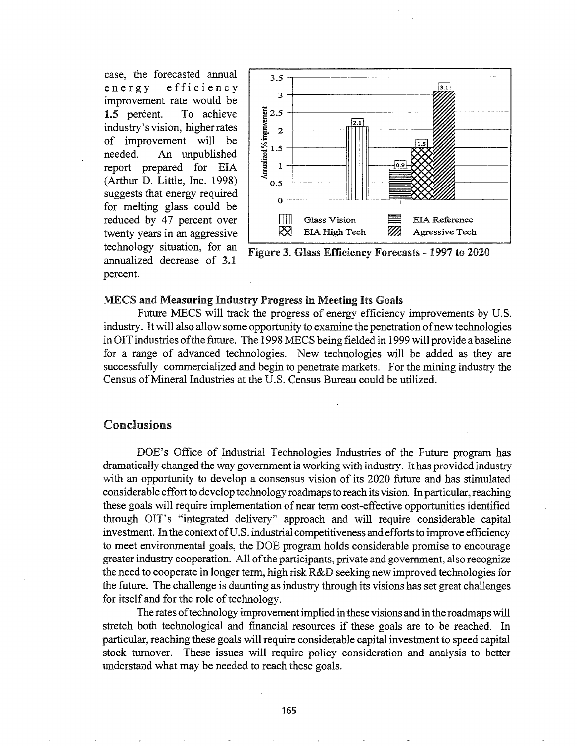case, the forecasted annual energy efficiency improvement rate would be 1.5 percent. To achieve industry's vision, higher rates of improvement will be needed. An unpublished report prepared for EIA (Arthur D. Little, Inc. 1998) suggests that energy required for melting glass could be reduced by 47 percent over twenty years in an aggressive technology situation, for an annualized decrease of 3.1 percent.

**Figure 3. Glass Efficiency Forecasts - 1997 to 2020**

### MECS and Measuring Industry Progress in Meeting Its Goals

Future MECS will track the progress of energy efficiency improvements by U.S. industry. It will also allow some opportunity to examine the penetration of new technologies in OIT industries of the future. The 1998 MECS being fielded in 1999 will provide a baseline for a range of advanced technologies. New technologies will be added as they are successfully commercialized and begin to penetrate markets. For the mining industry the Census of Mineral Industries at the U.S. Census Bureau could be utilized.

## Conclusions

DOE's Office of Industrial Technologies Industries of the Future program has dramatically changed the way government is working with industry. It has provided industry with an opportunity to develop a consensus vision of its 2020 future and has stimulated considerable effort to develop technology roadmaps to reach its vision. In particular, reaching these goals will require implementation of near term cost-effective opportunities identified through OIT's "integrated delivery" approach and will require considerable capital investment. In the context of U.S. industrial competitiveness and efforts to improve efficiency to meet environmental goals, the DOE program holds considerable promise to encourage greater industry cooperation. All of the participants, private and government, also recognize the need to cooperate in longer term, high risk R&D seeking new improved technologies for the future. The challenge is daunting as industry through its visions has set great challenges for itself and for the role of technology.

The rates of technology improvement implied in these visions and in the roadmaps will stretch both technological and financial resources if these goals are to be reached. In particular, reaching these goals will require considerable capital investment to speed capital stock turnover. These issues will require policy consideration and analysis to better understand what may be needed to reach these goals.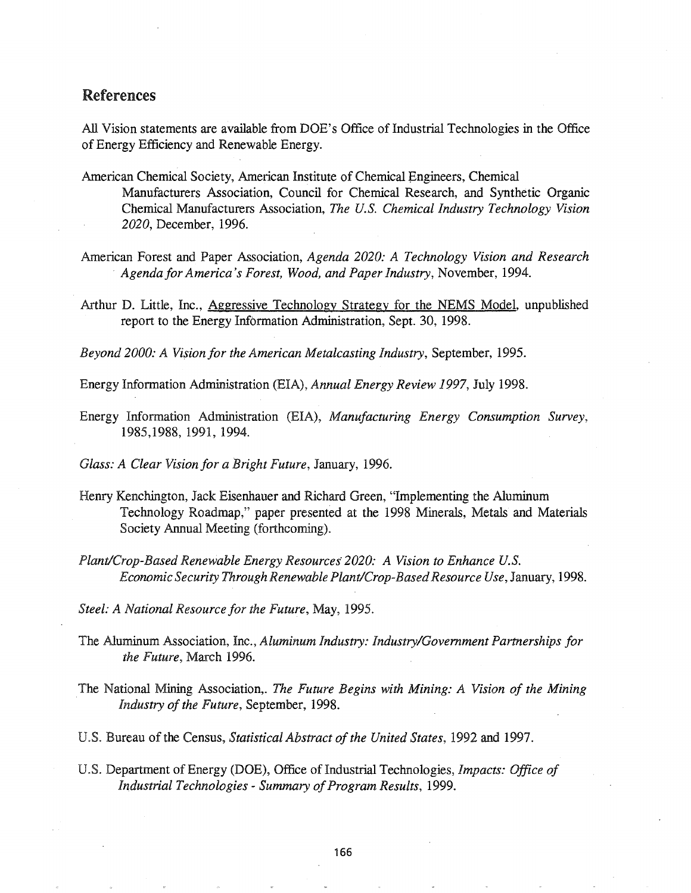## References

All Vision statements are available from DOE's Office of Industrial Technologies in the Office of Energy Efficiency and Renewable Energy.

American Chemical Society, American Institute of Chemical Engineers, Chemical Manufacturers Association, Council for Chemical Research, and Synthetic Organic Chemical Manufacturers Association, *The U.S. Chemical Industry Technology Vision 2020*, December, 1996.

American Forest and Paper Association, *Agenda 2020: A Technology Vision and Research Agenda for America's Forest, Wood, and Paper Industry*, November, 1994.

Arthur D. Little, Inc., <u>Aggressive Technology Strategy for the NEMS Model</u>, unpublished report to the Energy Information Administration, Sept. 30, 1998.

*Beyond 2000: A Vision for the American Metalcasting Industry*, September, 1995.

Energy Information Administration (EIA), *Annual Energy Review 1997*, July 1998.

Energy Information Administration (EIA), *Manufacturing Energy Consumption Survey*, 1985,1988, 1991, 1994.

*Glass: A Clear Vision for a Bright Future*, January, 1996.

Henry Kenchington, Jack Eisenhauer and Richard Green, "Implementing the Aluminum Technology Roadmap," paper presented at the 1998 Minerals, Metals and Materials Society Annual Meeting (forthcoming).

*Plant/Crop-Based Renewable Energy Resources 2020: A Vision to Enhance U.S. Economic Security Through Renewable Plant/Crop-Based Resource Use*, January, 1998.

*Steel: A National Resource for the Future*, May, 1995.

The Aluminum Association, Inc., *Aluminum Industry: Industry/Government Partnerships for the Future*, March 1996.

The National Mining Association,. *The Future Begins with Mining: A Vision of the Mining Industry of the Future*, September, 1998.

U.S. Bureau of the Census, *Statistical Abstract of the United States*, 1992 and 1997.

U.S. Department of Energy (DOE), Office of Industrial Technologies, *Impacts: Office of Industrial Technologies - Summary of Program Results*, 1999.